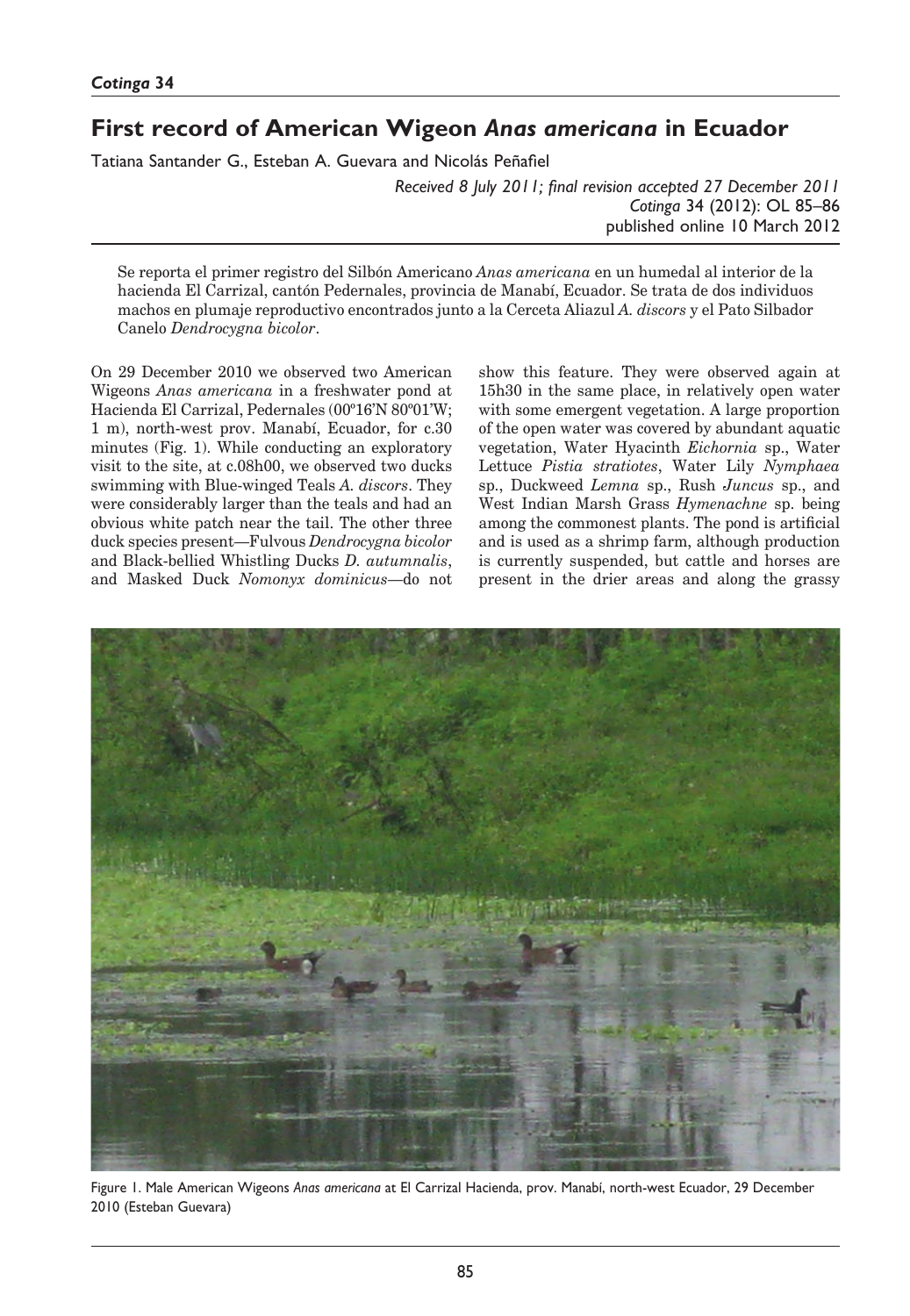# First record of American Wigeon *Anas americana* in Ecuador

Tatiana Santander G., Esteban A. Guevara and Nicolás Peñafiel

*Received 8 July 2011; final revision accepted 27 December 2011*

Se reporta el primer registro del Silbón Americano *Anas americana* en un humedal al interior de la hacienda El Carrizal, cantón Pedernales, provincia de Manabí, Ecuador. Se trata de dos individuos machos en plumaje reproductivo encontrados junto a la Cerceta Aliazul *A. discors* y el Pato Silbador Canelo *Dendrocygna bicolor*.

On 29 December 2010 we observed two American Wigeons *Anas americana* in a freshwater pond at Hacienda El Carrizal, Pedernales (00º16'N 80º01'W; 1 m), north-west prov. Manabí, Ecuador, for c.30 minutes (Fig. 1). While conducting an exploratory visit to the site, at c.08h00, we observed two ducks swimming with Blue-winged Teals *A. discors*. They were considerably larger than the teals and had an obvious white patch near the tail. The other three duck species present—Fulvous *Dendrocygna bicolor* and Black-bellied Whistling Ducks *D. autumnalis*, and Masked Duck *Nomonyx dominicus*—do not show this feature. They were observed again at 15h30 in the same place, in relatively open water with some emergent vegetation. A large proportion of the open water was covered by abundant aquatic vegetation, Water Hyacinth *Eichornia* sp., Water Lettuce *Pistia stratiotes*, Water Lily *Nymphaea* sp., Duckweed *Lemna* sp., Rush *Juncus* sp., and West Indian Marsh Grass *Hymenachne* sp. being among the commonest plants. The pond is artificial and is used as a shrimp farm, although production is currently suspended, but cattle and horses are present in the drier areas and along the grassy

Figure 1. Male American Wigeons *Anas americana* at El Carrizal Hacienda, prov. Manabí, north-west Ecuador, 29 December 2010 (Esteban Guevara)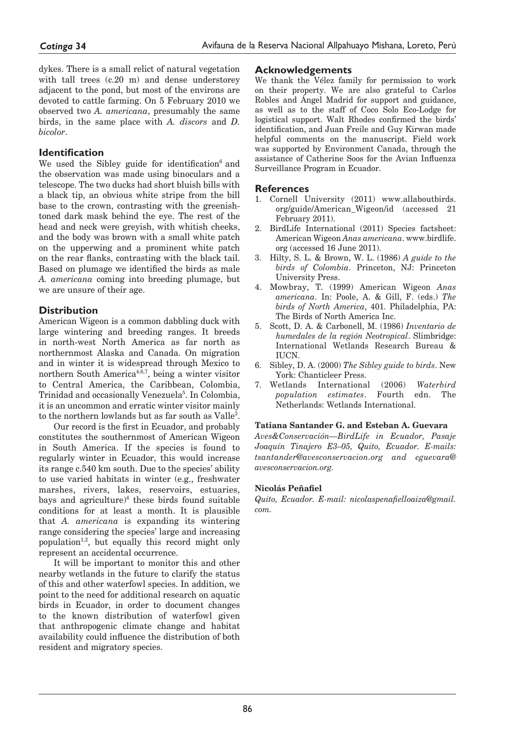dykes. There is a small relict of natural vegetation with tall trees (c.20 m) and dense understorey adjacent to the pond, but most of the environs are devoted to cattle farming. On 5 February 2010 we observed two *A. americana*, presumably the same birds, in the same place with *A. discors* and *D. bicolor*.

## Identification

We used the Sibley guide for identification[6] and the observation was made using binoculars and a telescope. The two ducks had short bluish bills with a black tip, an obvious white stripe from the bill base to the crown, contrasting with the greenish-toned dark mask behind the eye. The rest of the head and neck were greyish, with whitish cheeks, and the body was brown with a small white patch on the upperwing and a prominent white patch on the rear flanks, contrasting with the black tail. Based on plumage we identified the birds as male *A. americana* coming into breeding plumage, but we are unsure of their age.

## Distribution

American Wigeon is a common dabbling duck with large wintering and breeding ranges. It breeds in north-west North America as far north as northernmost Alaska and Canada. On migration and in winter it is widespread through Mexico to northern South America[4,6,7], being a winter visitor to Central America, the Caribbean, Colombia, Trinidad and occasionally Venezuela[5]. In Colombia, it is an uncommon and erratic winter visitor mainly to the northern lowlands but as far south as Valle[3].

Our record is the first in Ecuador, and probably constitutes the southernmost of American Wigeon in South America. If the species is found to regularly winter in Ecuador, this would increase its range c.540 km south. Due to the species' ability to use varied habitats in winter (e.g., freshwater marshes, rivers, lakes, reservoirs, estuaries, bays and agriculture)[4] these birds found suitable conditions for at least a month. It is plausible that *A. americana* is expanding its wintering range considering the species' large and increasing population[1,2], but equally this record might only represent an accidental occurrence.

It will be important to monitor this and other nearby wetlands in the future to clarify the status of this and other waterfowl species. In addition, we point to the need for additional research on aquatic birds in Ecuador, in order to document changes to the known distribution of waterfowl given that anthropogenic climate change and habitat availability could influence the distribution of both resident and migratory species.

## Acknowledgements

We thank the Vélez family for permission to work on their property. We are also grateful to Carlos Robles and Ángel Madrid for support and guidance, as well as to the staff of Coco Solo Eco-Lodge for logistical support. Walt Rhodes confirmed the birds' identification, and Juan Freile and Guy Kirwan made helpful comments on the manuscript. Field work was supported by Environment Canada, through the assistance of Catherine Soos for the Avian Influenza Surveillance Program in Ecuador.

## References

1. Cornell University (2011) www.allaboutbirds.org/guide/American_Wigeon/id (accessed 21 February 2011).
2. BirdLife International (2011) Species factsheet: American Wigeon *Anas americana*. www.birdlife.org (accessed 16 June 2011).
3. Hilty, S. L. & Brown, W. L. (1986) *A guide to the birds of Colombia*. Princeton, NJ: Princeton University Press.
4. Mowbray, T. (1999) American Wigeon *Anas americana*. In: Poole, A. & Gill, F. (eds.) *The birds of North America*, 401. Philadelphia, PA: The Birds of North America Inc.
5. Scott, D. A. & Carbonell, M. (1986) *Inventario de humedales de la región Neotropical*. Slimbridge: International Wetlands Research Bureau & IUCN.
6. Sibley, D. A. (2000) *The Sibley guide to birds*. New York: Chanticleer Press.
7. Wetlands International (2006) *Waterbird population estimates*. Fourth edn. The Netherlands: Wetlands International.

**Tatiana Santander G. and Esteban A. Guevara**

*Aves&Conservación—BirdLife in Ecuador, Pasaje Joaquín Tinajero E3–05, Quito, Ecuador. E-mails: tsantander@avesconservacion.org and eguevara@avesconservacion.org.*

**Nicolás Peñafiel**

*Quito, Ecuador. E-mail: nicolaspenafielloaiza@gmail.com.*